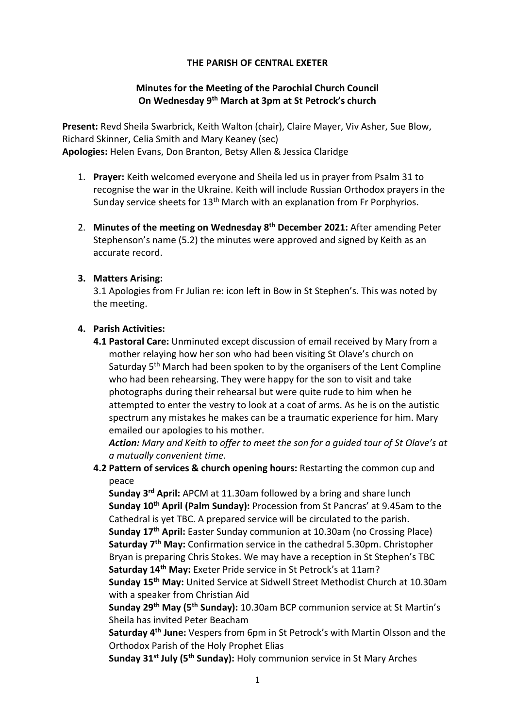**THE PARISH OF CENTRAL EXETER**

**Minutes for the Meeting of the Parochial Church Council**
**On Wednesday 9th March at 3pm at St Petrock's church**

**Present:** Revd Sheila Swarbrick, Keith Walton (chair), Claire Mayer, Viv Asher, Sue Blow, Richard Skinner, Celia Smith and Mary Keaney (sec)
**Apologies:** Helen Evans, Don Branton, Betsy Allen & Jessica Claridge

1. **Prayer:** Keith welcomed everyone and Sheila led us in prayer from Psalm 31 to recognise the war in the Ukraine. Keith will include Russian Orthodox prayers in the Sunday service sheets for 13th March with an explanation from Fr Porphyrios.

2. **Minutes of the meeting on Wednesday 8th December 2021:** After amending Peter Stephenson's name (5.2) the minutes were approved and signed by Keith as an accurate record.

3. **Matters Arising:**
   3.1 Apologies from Fr Julian re: icon left in Bow in St Stephen's. This was noted by the meeting.

4. **Parish Activities:**
   **4.1 Pastoral Care:** Unminuted except discussion of email received by Mary from a mother relaying how her son who had been visiting St Olave's church on Saturday 5th March had been spoken to by the organisers of the Lent Compline who had been rehearsing. They were happy for the son to visit and take photographs during their rehearsal but were quite rude to him when he attempted to enter the vestry to look at a coat of arms. As he is on the autistic spectrum any mistakes he makes can be a traumatic experience for him. Mary emailed our apologies to his mother.
   ***Action:*** *Mary and Keith to offer to meet the son for a guided tour of St Olave's at a mutually convenient time.*

   **4.2 Pattern of services & church opening hours:** Restarting the common cup and peace
   **Sunday 3rd April:** APCM at 11.30am followed by a bring and share lunch
   **Sunday 10th April (Palm Sunday):** Procession from St Pancras' at 9.45am to the Cathedral is yet TBC. A prepared service will be circulated to the parish.
   **Sunday 17th April:** Easter Sunday communion at 10.30am (no Crossing Place)
   **Saturday 7th May:** Confirmation service in the cathedral 5.30pm. Christopher Bryan is preparing Chris Stokes. We may have a reception in St Stephen's TBC
   **Saturday 14th May:** Exeter Pride service in St Petrock's at 11am?
   **Sunday 15th May:** United Service at Sidwell Street Methodist Church at 10.30am with a speaker from Christian Aid
   **Sunday 29th May (5th Sunday):** 10.30am BCP communion service at St Martin's Sheila has invited Peter Beacham
   **Saturday 4th June:** Vespers from 6pm in St Petrock's with Martin Olsson and the Orthodox Parish of the Holy Prophet Elias
   **Sunday 31st July (5th Sunday):** Holy communion service in St Mary Arches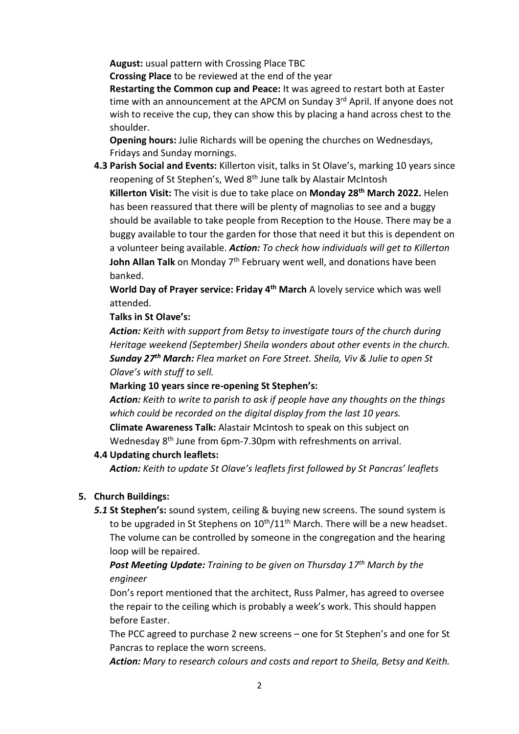**August:** usual pattern with Crossing Place TBC

**Crossing Place** to be reviewed at the end of the year

**Restarting the Common cup and Peace:** It was agreed to restart both at Easter time with an announcement at the APCM on Sunday 3rd April. If anyone does not wish to receive the cup, they can show this by placing a hand across chest to the shoulder.

**Opening hours:** Julie Richards will be opening the churches on Wednesdays, Fridays and Sunday mornings.

**4.3 Parish Social and Events:** Killerton visit, talks in St Olave's, marking 10 years since reopening of St Stephen's, Wed 8th June talk by Alastair McIntosh

**Killerton Visit:** The visit is due to take place on **Monday 28th March 2022.** Helen has been reassured that there will be plenty of magnolias to see and a buggy should be available to take people from Reception to the House. There may be a buggy available to tour the garden for those that need it but this is dependent on a volunteer being available. ***Action:*** *To check how individuals will get to Killerton*

**John Allan Talk** on Monday 7th February went well, and donations have been banked.

**World Day of Prayer service: Friday 4th March** A lovely service which was well attended.

**Talks in St Olave's:**

***Action:*** *Keith with support from Betsy to investigate tours of the church during Heritage weekend (September) Sheila wonders about other events in the church.*

***Sunday 27th March:*** *Flea market on Fore Street. Sheila, Viv & Julie to open St Olave's with stuff to sell.*

**Marking 10 years since re-opening St Stephen's:**

***Action:*** *Keith to write to parish to ask if people have any thoughts on the things which could be recorded on the digital display from the last 10 years.*

**Climate Awareness Talk:** Alastair McIntosh to speak on this subject on Wednesday 8th June from 6pm-7.30pm with refreshments on arrival.

**4.4 Updating church leaflets:**

***Action:*** *Keith to update St Olave's leaflets first followed by St Pancras' leaflets*

**5. Church Buildings:**

***5.1*** **St Stephen's:** sound system, ceiling & buying new screens. The sound system is to be upgraded in St Stephens on 10th/11th March. There will be a new headset. The volume can be controlled by someone in the congregation and the hearing loop will be repaired.

***Post Meeting Update:*** *Training to be given on Thursday 17th March by the engineer*

Don's report mentioned that the architect, Russ Palmer, has agreed to oversee the repair to the ceiling which is probably a week's work. This should happen before Easter.

The PCC agreed to purchase 2 new screens – one for St Stephen's and one for St Pancras to replace the worn screens.

***Action:*** *Mary to research colours and costs and report to Sheila, Betsy and Keith.*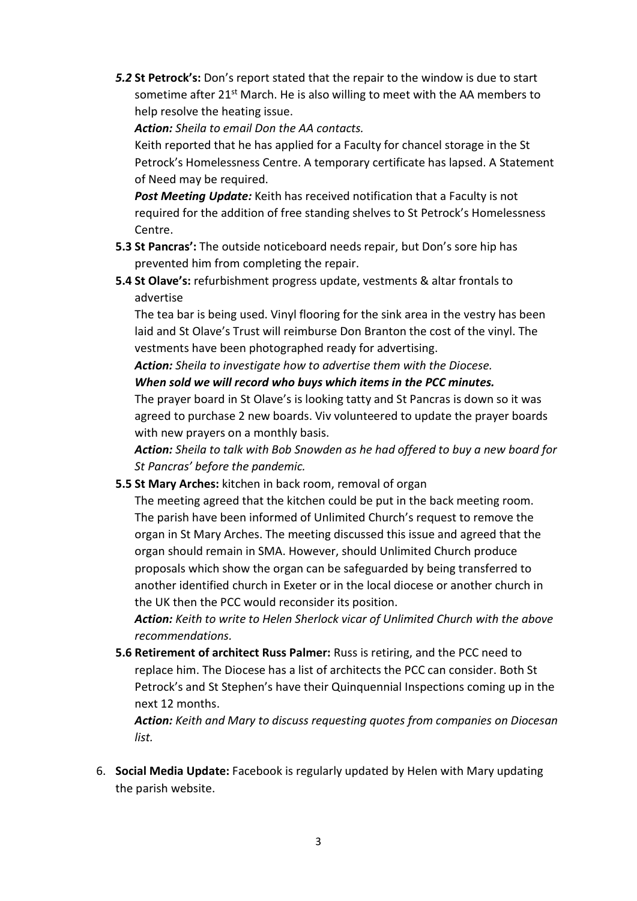***5.2* St Petrock's:** Don's report stated that the repair to the window is due to start sometime after 21st March. He is also willing to meet with the AA members to help resolve the heating issue.

***Action:*** *Sheila to email Don the AA contacts.*

Keith reported that he has applied for a Faculty for chancel storage in the St Petrock's Homelessness Centre. A temporary certificate has lapsed. A Statement of Need may be required.

***Post Meeting Update:*** Keith has received notification that a Faculty is not required for the addition of free standing shelves to St Petrock's Homelessness Centre.

**5.3 St Pancras':** The outside noticeboard needs repair, but Don's sore hip has prevented him from completing the repair.

**5.4 St Olave's:** refurbishment progress update, vestments & altar frontals to advertise

The tea bar is being used. Vinyl flooring for the sink area in the vestry has been laid and St Olave's Trust will reimburse Don Branton the cost of the vinyl. The vestments have been photographed ready for advertising.

***Action:*** *Sheila to investigate how to advertise them with the Diocese.*

***When sold we will record who buys which items in the PCC minutes.***

The prayer board in St Olave's is looking tatty and St Pancras is down so it was agreed to purchase 2 new boards. Viv volunteered to update the prayer boards with new prayers on a monthly basis.

***Action:*** *Sheila to talk with Bob Snowden as he had offered to buy a new board for St Pancras' before the pandemic.*

**5.5 St Mary Arches:** kitchen in back room, removal of organ

The meeting agreed that the kitchen could be put in the back meeting room. The parish have been informed of Unlimited Church's request to remove the organ in St Mary Arches. The meeting discussed this issue and agreed that the organ should remain in SMA. However, should Unlimited Church produce proposals which show the organ can be safeguarded by being transferred to another identified church in Exeter or in the local diocese or another church in the UK then the PCC would reconsider its position.

***Action:*** *Keith to write to Helen Sherlock vicar of Unlimited Church with the above recommendations.*

**5.6 Retirement of architect Russ Palmer:** Russ is retiring, and the PCC need to replace him. The Diocese has a list of architects the PCC can consider. Both St Petrock's and St Stephen's have their Quinquennial Inspections coming up in the next 12 months.

***Action:*** *Keith and Mary to discuss requesting quotes from companies on Diocesan list.*

6. **Social Media Update:** Facebook is regularly updated by Helen with Mary updating the parish website.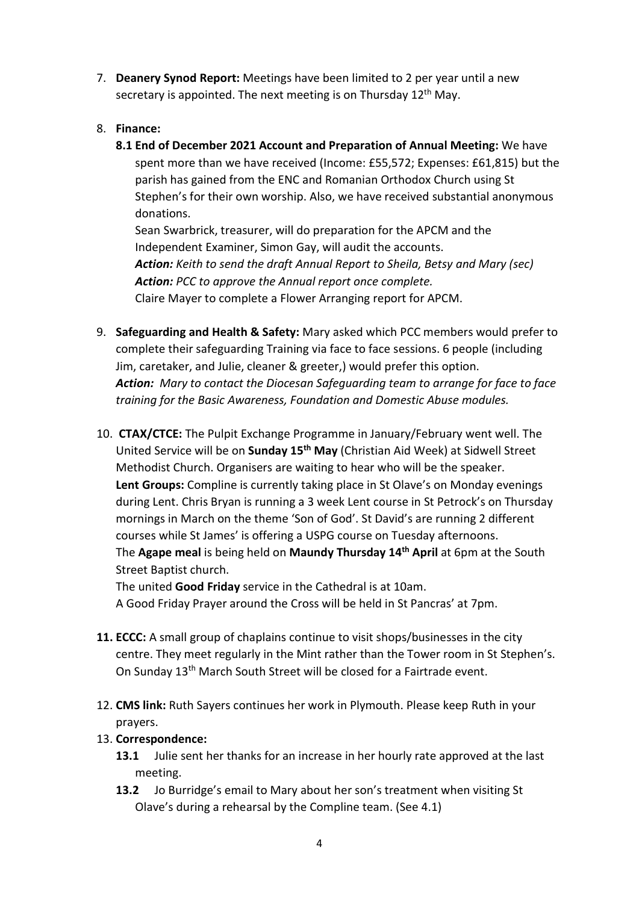7. **Deanery Synod Report:** Meetings have been limited to 2 per year until a new secretary is appointed. The next meeting is on Thursday 12th May.

8. **Finance:**

   **8.1 End of December 2021 Account and Preparation of Annual Meeting:** We have spent more than we have received (Income: £55,572; Expenses: £61,815) but the parish has gained from the ENC and Romanian Orthodox Church using St Stephen's for their own worship. Also, we have received substantial anonymous donations.

   Sean Swarbrick, treasurer, will do preparation for the APCM and the Independent Examiner, Simon Gay, will audit the accounts.

   ***Action:*** *Keith to send the draft Annual Report to Sheila, Betsy and Mary (sec)*

   ***Action:*** *PCC to approve the Annual report once complete.*

   Claire Mayer to complete a Flower Arranging report for APCM.

9. **Safeguarding and Health & Safety:** Mary asked which PCC members would prefer to complete their safeguarding Training via face to face sessions. 6 people (including Jim, caretaker, and Julie, cleaner & greeter,) would prefer this option.

   ***Action:*** *Mary to contact the Diocesan Safeguarding team to arrange for face to face training for the Basic Awareness, Foundation and Domestic Abuse modules.*

10. **CTAX/CTCE:** The Pulpit Exchange Programme in January/February went well. The United Service will be on **Sunday 15th May** (Christian Aid Week) at Sidwell Street Methodist Church. Organisers are waiting to hear who will be the speaker.

    **Lent Groups:** Compline is currently taking place in St Olave's on Monday evenings during Lent. Chris Bryan is running a 3 week Lent course in St Petrock's on Thursday mornings in March on the theme 'Son of God'. St David's are running 2 different courses while St James' is offering a USPG course on Tuesday afternoons.

    The **Agape meal** is being held on **Maundy Thursday 14th April** at 6pm at the South Street Baptist church.

    The united **Good Friday** service in the Cathedral is at 10am.

    A Good Friday Prayer around the Cross will be held in St Pancras' at 7pm.

11. **ECCC:** A small group of chaplains continue to visit shops/businesses in the city centre. They meet regularly in the Mint rather than the Tower room in St Stephen's. On Sunday 13th March South Street will be closed for a Fairtrade event.

12. **CMS link:** Ruth Sayers continues her work in Plymouth. Please keep Ruth in your prayers.

13. **Correspondence:**

    **13.1** Julie sent her thanks for an increase in her hourly rate approved at the last meeting.

    **13.2** Jo Burridge's email to Mary about her son's treatment when visiting St Olave's during a rehearsal by the Compline team. (See 4.1)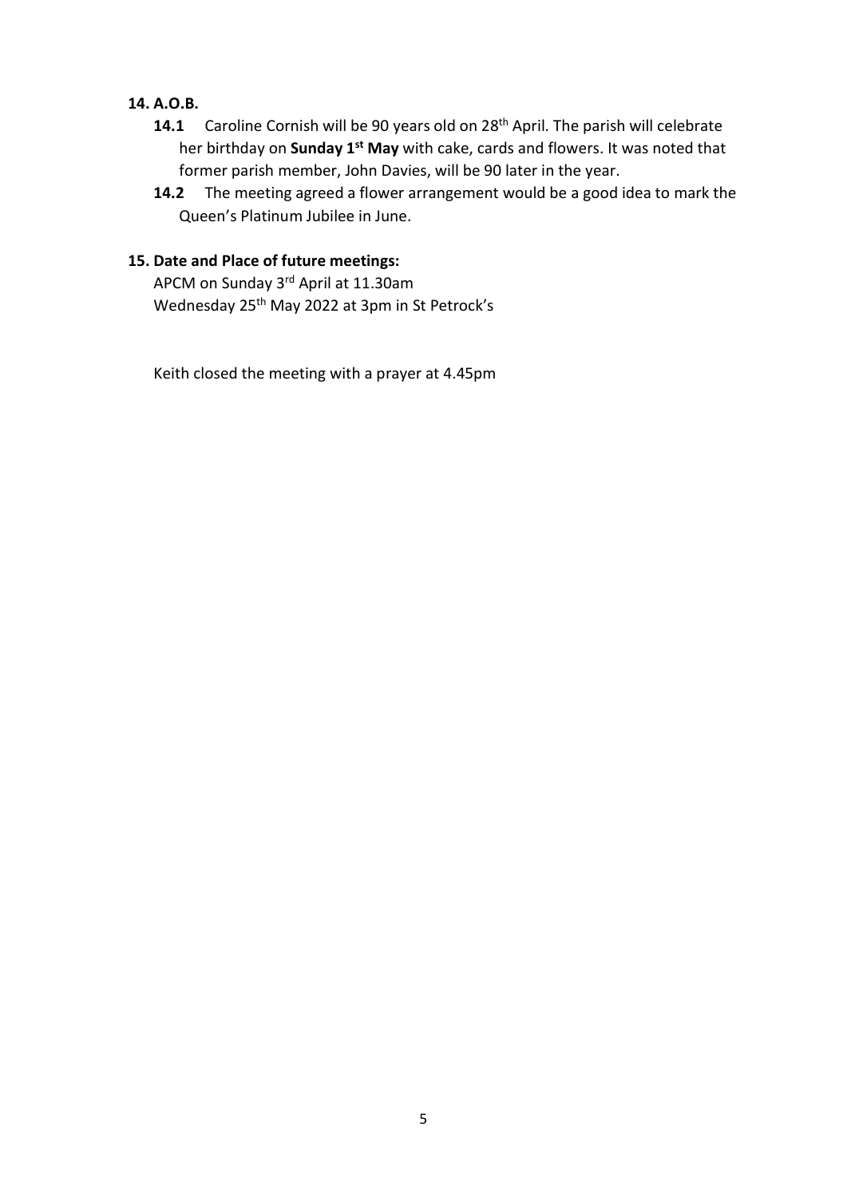**14. A.O.B.**

**14.1** Caroline Cornish will be 90 years old on 28th April. The parish will celebrate her birthday on **Sunday 1st May** with cake, cards and flowers. It was noted that former parish member, John Davies, will be 90 later in the year.

**14.2** The meeting agreed a flower arrangement would be a good idea to mark the Queen's Platinum Jubilee in June.

**15. Date and Place of future meetings:**

APCM on Sunday 3rd April at 11.30am
Wednesday 25th May 2022 at 3pm in St Petrock's

Keith closed the meeting with a prayer at 4.45pm